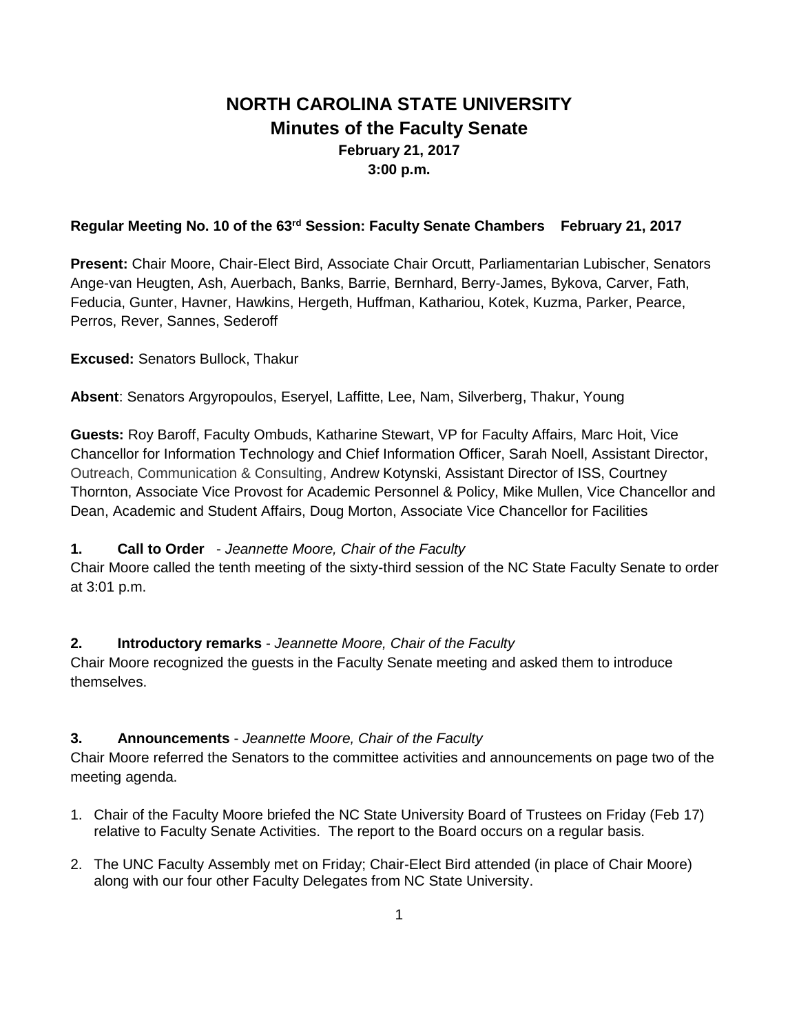# NORTH CAROLINA STATE UNIVERSITY
## Minutes of the Faculty Senate
### February 21, 2017
### 3:00 p.m.

**Regular Meeting No. 10 of the 63rd Session: Faculty Senate Chambers February 21, 2017**

**Present:** Chair Moore, Chair-Elect Bird, Associate Chair Orcutt, Parliamentarian Lubischer, Senators Ange-van Heugten, Ash, Auerbach, Banks, Barrie, Bernhard, Berry-James, Bykova, Carver, Fath, Feducia, Gunter, Havner, Hawkins, Hergeth, Huffman, Kathariou, Kotek, Kuzma, Parker, Pearce, Perros, Rever, Sannes, Sederoff

**Excused:** Senators Bullock, Thakur

**Absent**: Senators Argyropoulos, Eseryel, Laffitte, Lee, Nam, Silverberg, Thakur, Young

**Guests:** Roy Baroff, Faculty Ombuds, Katharine Stewart, VP for Faculty Affairs, Marc Hoit, Vice Chancellor for Information Technology and Chief Information Officer, Sarah Noell, Assistant Director, Outreach, Communication & Consulting, Andrew Kotynski, Assistant Director of ISS, Courtney Thornton, Associate Vice Provost for Academic Personnel & Policy, Mike Mullen, Vice Chancellor and Dean, Academic and Student Affairs, Doug Morton, Associate Vice Chancellor for Facilities

**1. Call to Order** - *Jeannette Moore, Chair of the Faculty*

Chair Moore called the tenth meeting of the sixty-third session of the NC State Faculty Senate to order at 3:01 p.m.

**2. Introductory remarks** - *Jeannette Moore, Chair of the Faculty*

Chair Moore recognized the guests in the Faculty Senate meeting and asked them to introduce themselves.

**3. Announcements** - *Jeannette Moore, Chair of the Faculty*

Chair Moore referred the Senators to the committee activities and announcements on page two of the meeting agenda.

1. Chair of the Faculty Moore briefed the NC State University Board of Trustees on Friday (Feb 17) relative to Faculty Senate Activities. The report to the Board occurs on a regular basis.
2. The UNC Faculty Assembly met on Friday; Chair-Elect Bird attended (in place of Chair Moore) along with our four other Faculty Delegates from NC State University.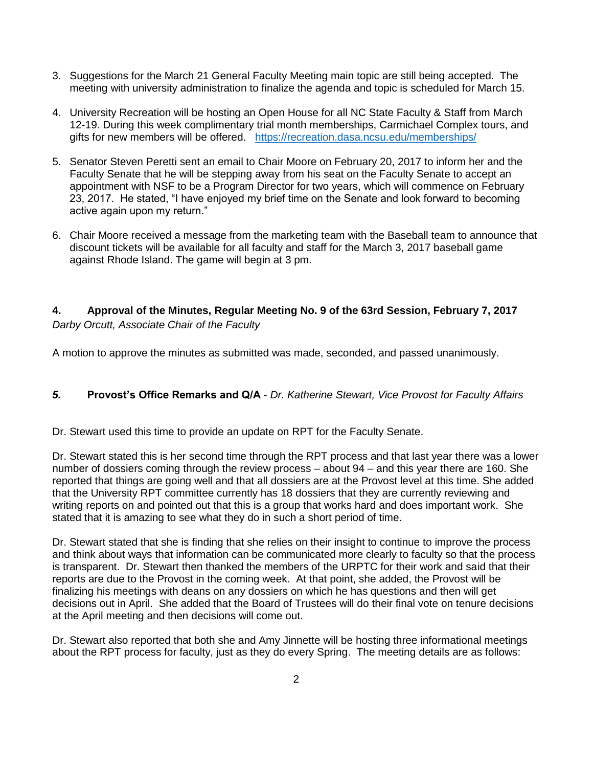3. Suggestions for the March 21 General Faculty Meeting main topic are still being accepted. The meeting with university administration to finalize the agenda and topic is scheduled for March 15.

4. University Recreation will be hosting an Open House for all NC State Faculty & Staff from March 12-19. During this week complimentary trial month memberships, Carmichael Complex tours, and gifts for new members will be offered. https://recreation.dasa.ncsu.edu/memberships/

5. Senator Steven Peretti sent an email to Chair Moore on February 20, 2017 to inform her and the Faculty Senate that he will be stepping away from his seat on the Faculty Senate to accept an appointment with NSF to be a Program Director for two years, which will commence on February 23, 2017. He stated, "I have enjoyed my brief time on the Senate and look forward to becoming active again upon my return."

6. Chair Moore received a message from the marketing team with the Baseball team to announce that discount tickets will be available for all faculty and staff for the March 3, 2017 baseball game against Rhode Island. The game will begin at 3 pm.

## 4. Approval of the Minutes, Regular Meeting No. 9 of the 63rd Session, February 7, 2017

*Darby Orcutt, Associate Chair of the Faculty*

A motion to approve the minutes as submitted was made, seconded, and passed unanimously.

## *5.* Provost's Office Remarks and Q/A - *Dr. Katherine Stewart, Vice Provost for Faculty Affairs*

Dr. Stewart used this time to provide an update on RPT for the Faculty Senate.

Dr. Stewart stated this is her second time through the RPT process and that last year there was a lower number of dossiers coming through the review process – about 94 – and this year there are 160. She reported that things are going well and that all dossiers are at the Provost level at this time. She added that the University RPT committee currently has 18 dossiers that they are currently reviewing and writing reports on and pointed out that this is a group that works hard and does important work. She stated that it is amazing to see what they do in such a short period of time.

Dr. Stewart stated that she is finding that she relies on their insight to continue to improve the process and think about ways that information can be communicated more clearly to faculty so that the process is transparent. Dr. Stewart then thanked the members of the URPTC for their work and said that their reports are due to the Provost in the coming week. At that point, she added, the Provost will be finalizing his meetings with deans on any dossiers on which he has questions and then will get decisions out in April. She added that the Board of Trustees will do their final vote on tenure decisions at the April meeting and then decisions will come out.

Dr. Stewart also reported that both she and Amy Jinnette will be hosting three informational meetings about the RPT process for faculty, just as they do every Spring. The meeting details are as follows: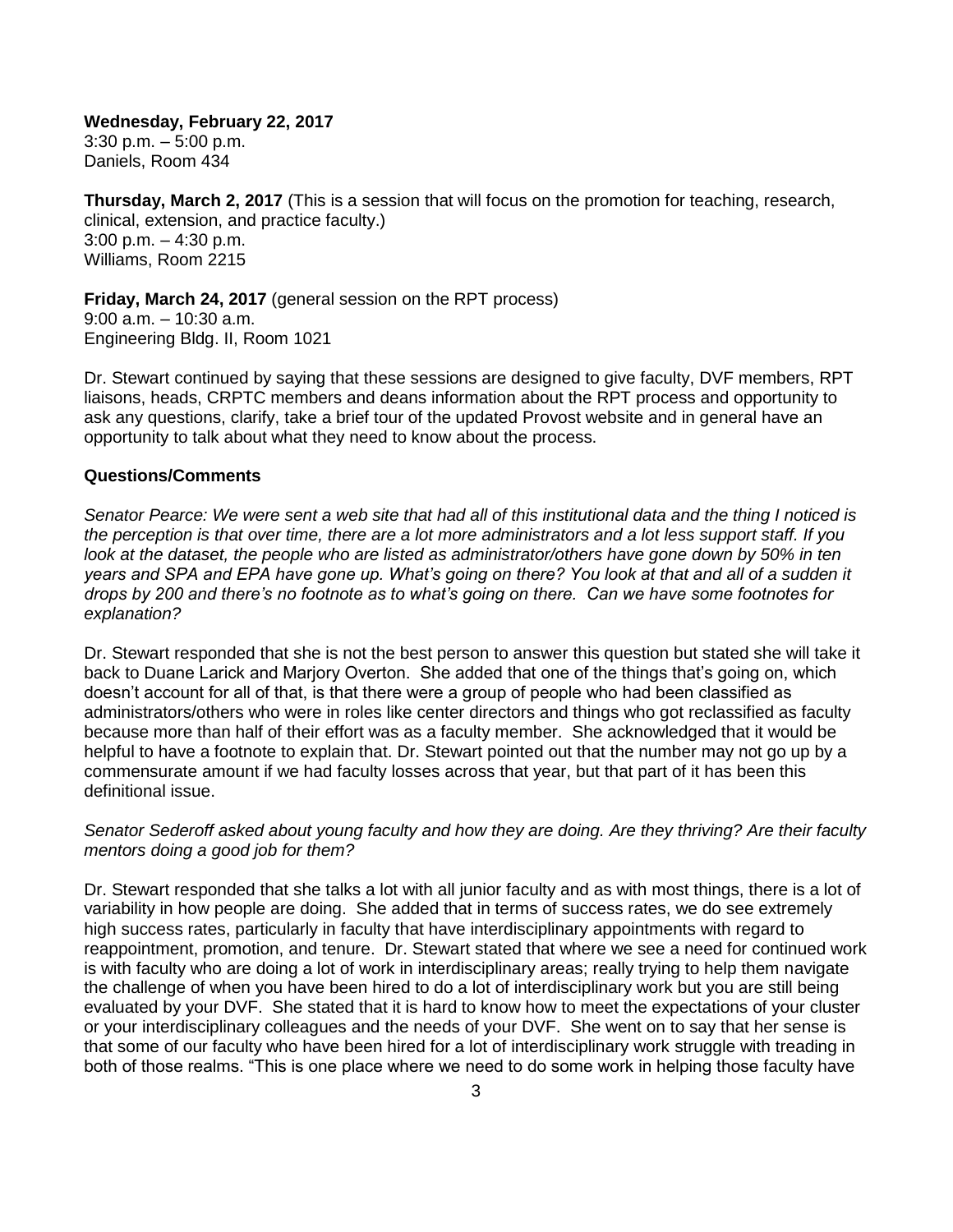**Wednesday, February 22, 2017**
3:30 p.m. – 5:00 p.m.
Daniels, Room 434

**Thursday, March 2, 2017** (This is a session that will focus on the promotion for teaching, research, clinical, extension, and practice faculty.)
3:00 p.m. – 4:30 p.m.
Williams, Room 2215

**Friday, March 24, 2017** (general session on the RPT process)
9:00 a.m. – 10:30 a.m.
Engineering Bldg. II, Room 1021

Dr. Stewart continued by saying that these sessions are designed to give faculty, DVF members, RPT liaisons, heads, CRPTC members and deans information about the RPT process and opportunity to ask any questions, clarify, take a brief tour of the updated Provost website and in general have an opportunity to talk about what they need to know about the process.

**Questions/Comments**

*Senator Pearce: We were sent a web site that had all of this institutional data and the thing I noticed is the perception is that over time, there are a lot more administrators and a lot less support staff. If you look at the dataset, the people who are listed as administrator/others have gone down by 50% in ten years and SPA and EPA have gone up. What's going on there? You look at that and all of a sudden it drops by 200 and there's no footnote as to what's going on there. Can we have some footnotes for explanation?*

Dr. Stewart responded that she is not the best person to answer this question but stated she will take it back to Duane Larick and Marjory Overton. She added that one of the things that's going on, which doesn't account for all of that, is that there were a group of people who had been classified as administrators/others who were in roles like center directors and things who got reclassified as faculty because more than half of their effort was as a faculty member. She acknowledged that it would be helpful to have a footnote to explain that. Dr. Stewart pointed out that the number may not go up by a commensurate amount if we had faculty losses across that year, but that part of it has been this definitional issue.

*Senator Sederoff asked about young faculty and how they are doing. Are they thriving? Are their faculty mentors doing a good job for them?*

Dr. Stewart responded that she talks a lot with all junior faculty and as with most things, there is a lot of variability in how people are doing. She added that in terms of success rates, we do see extremely high success rates, particularly in faculty that have interdisciplinary appointments with regard to reappointment, promotion, and tenure. Dr. Stewart stated that where we see a need for continued work is with faculty who are doing a lot of work in interdisciplinary areas; really trying to help them navigate the challenge of when you have been hired to do a lot of interdisciplinary work but you are still being evaluated by your DVF. She stated that it is hard to know how to meet the expectations of your cluster or your interdisciplinary colleagues and the needs of your DVF. She went on to say that her sense is that some of our faculty who have been hired for a lot of interdisciplinary work struggle with treading in both of those realms. "This is one place where we need to do some work in helping those faculty have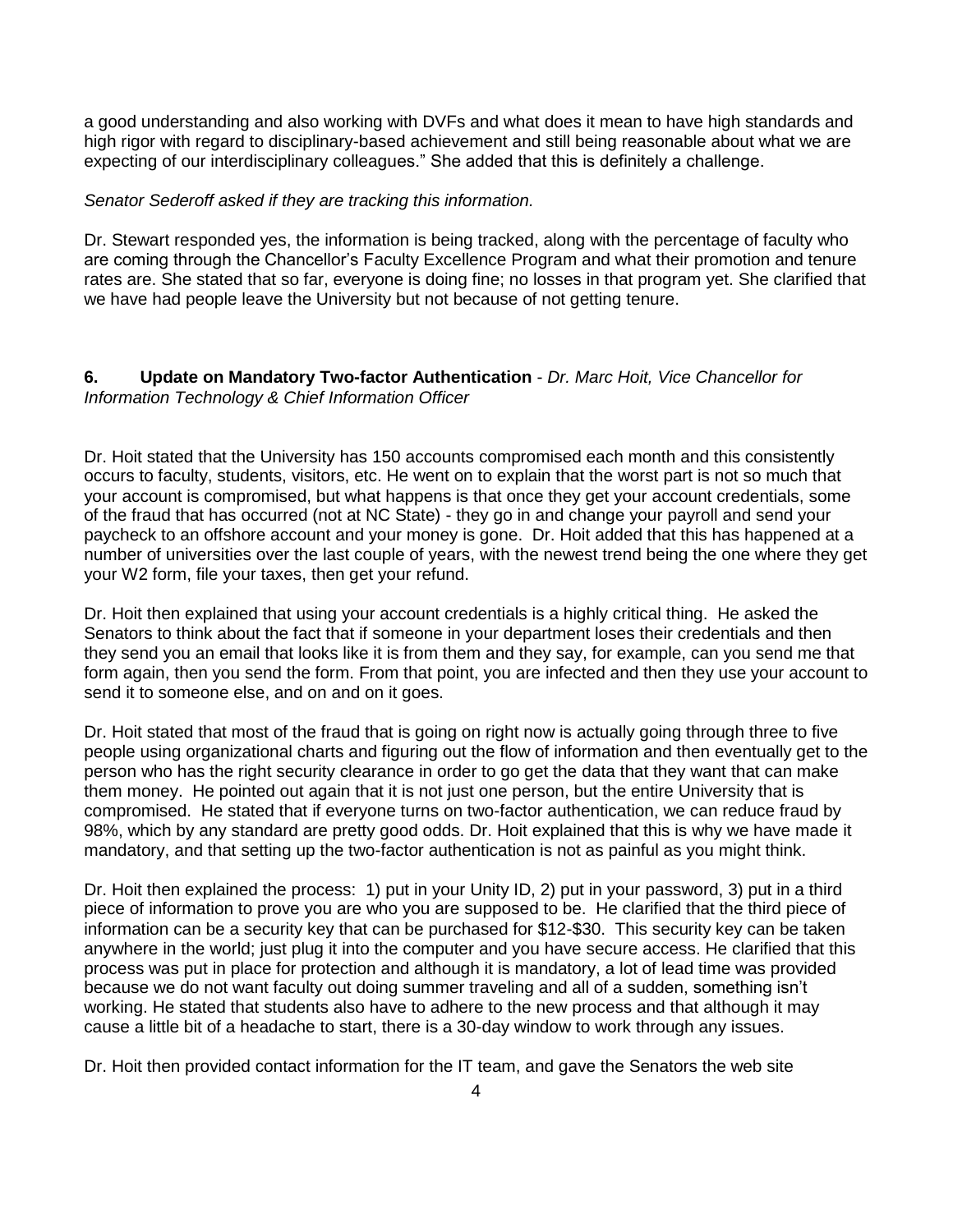a good understanding and also working with DVFs and what does it mean to have high standards and high rigor with regard to disciplinary-based achievement and still being reasonable about what we are expecting of our interdisciplinary colleagues." She added that this is definitely a challenge.

*Senator Sederoff asked if they are tracking this information.*

Dr. Stewart responded yes, the information is being tracked, along with the percentage of faculty who are coming through the Chancellor's Faculty Excellence Program and what their promotion and tenure rates are. She stated that so far, everyone is doing fine; no losses in that program yet. She clarified that we have had people leave the University but not because of not getting tenure.

**6. Update on Mandatory Two-factor Authentication** - *Dr. Marc Hoit, Vice Chancellor for Information Technology & Chief Information Officer*

Dr. Hoit stated that the University has 150 accounts compromised each month and this consistently occurs to faculty, students, visitors, etc. He went on to explain that the worst part is not so much that your account is compromised, but what happens is that once they get your account credentials, some of the fraud that has occurred (not at NC State) - they go in and change your payroll and send your paycheck to an offshore account and your money is gone. Dr. Hoit added that this has happened at a number of universities over the last couple of years, with the newest trend being the one where they get your W2 form, file your taxes, then get your refund.

Dr. Hoit then explained that using your account credentials is a highly critical thing. He asked the Senators to think about the fact that if someone in your department loses their credentials and then they send you an email that looks like it is from them and they say, for example, can you send me that form again, then you send the form. From that point, you are infected and then they use your account to send it to someone else, and on and on it goes.

Dr. Hoit stated that most of the fraud that is going on right now is actually going through three to five people using organizational charts and figuring out the flow of information and then eventually get to the person who has the right security clearance in order to go get the data that they want that can make them money. He pointed out again that it is not just one person, but the entire University that is compromised. He stated that if everyone turns on two-factor authentication, we can reduce fraud by 98%, which by any standard are pretty good odds. Dr. Hoit explained that this is why we have made it mandatory, and that setting up the two-factor authentication is not as painful as you might think.

Dr. Hoit then explained the process: 1) put in your Unity ID, 2) put in your password, 3) put in a third piece of information to prove you are who you are supposed to be. He clarified that the third piece of information can be a security key that can be purchased for $12-$30. This security key can be taken anywhere in the world; just plug it into the computer and you have secure access. He clarified that this process was put in place for protection and although it is mandatory, a lot of lead time was provided because we do not want faculty out doing summer traveling and all of a sudden, something isn't working. He stated that students also have to adhere to the new process and that although it may cause a little bit of a headache to start, there is a 30-day window to work through any issues.

Dr. Hoit then provided contact information for the IT team, and gave the Senators the web site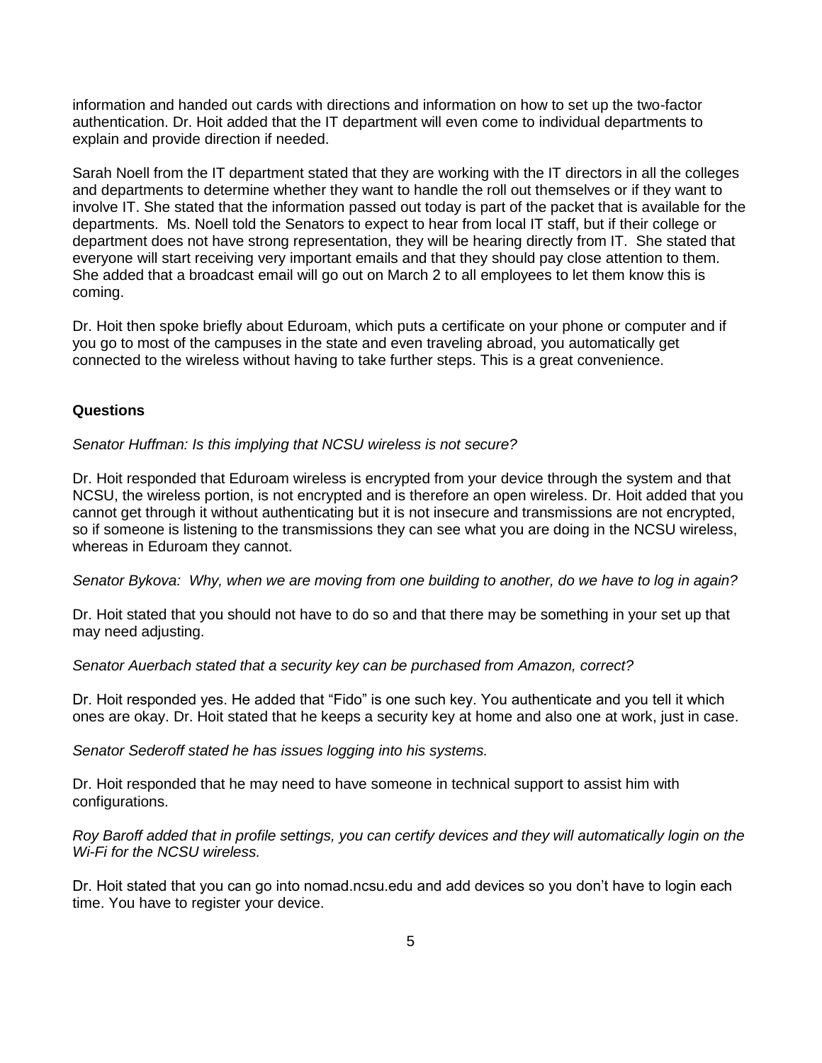information and handed out cards with directions and information on how to set up the two-factor authentication. Dr. Hoit added that the IT department will even come to individual departments to explain and provide direction if needed.

Sarah Noell from the IT department stated that they are working with the IT directors in all the colleges and departments to determine whether they want to handle the roll out themselves or if they want to involve IT. She stated that the information passed out today is part of the packet that is available for the departments. Ms. Noell told the Senators to expect to hear from local IT staff, but if their college or department does not have strong representation, they will be hearing directly from IT. She stated that everyone will start receiving very important emails and that they should pay close attention to them. She added that a broadcast email will go out on March 2 to all employees to let them know this is coming.

Dr. Hoit then spoke briefly about Eduroam, which puts a certificate on your phone or computer and if you go to most of the campuses in the state and even traveling abroad, you automatically get connected to the wireless without having to take further steps. This is a great convenience.

**Questions**

*Senator Huffman: Is this implying that NCSU wireless is not secure?*

Dr. Hoit responded that Eduroam wireless is encrypted from your device through the system and that NCSU, the wireless portion, is not encrypted and is therefore an open wireless. Dr. Hoit added that you cannot get through it without authenticating but it is not insecure and transmissions are not encrypted, so if someone is listening to the transmissions they can see what you are doing in the NCSU wireless, whereas in Eduroam they cannot.

*Senator Bykova: Why, when we are moving from one building to another, do we have to log in again?*

Dr. Hoit stated that you should not have to do so and that there may be something in your set up that may need adjusting.

*Senator Auerbach stated that a security key can be purchased from Amazon, correct?*

Dr. Hoit responded yes. He added that "Fido" is one such key. You authenticate and you tell it which ones are okay. Dr. Hoit stated that he keeps a security key at home and also one at work, just in case.

*Senator Sederoff stated he has issues logging into his systems.*

Dr. Hoit responded that he may need to have someone in technical support to assist him with configurations.

*Roy Baroff added that in profile settings, you can certify devices and they will automatically login on the Wi-Fi for the NCSU wireless.*

Dr. Hoit stated that you can go into nomad.ncsu.edu and add devices so you don't have to login each time. You have to register your device.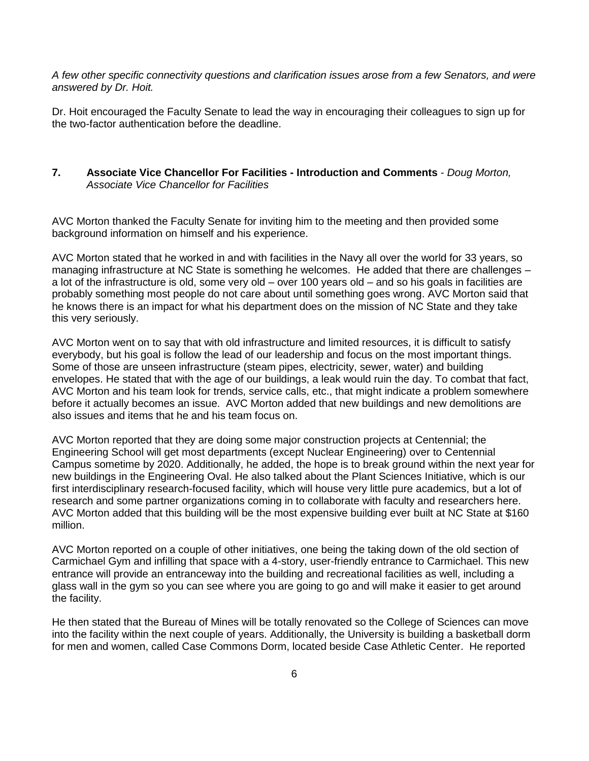*A few other specific connectivity questions and clarification issues arose from a few Senators, and were answered by Dr. Hoit.*

Dr. Hoit encouraged the Faculty Senate to lead the way in encouraging their colleagues to sign up for the two-factor authentication before the deadline.

**7. Associate Vice Chancellor For Facilities - Introduction and Comments** - *Doug Morton, Associate Vice Chancellor for Facilities*

AVC Morton thanked the Faculty Senate for inviting him to the meeting and then provided some background information on himself and his experience.

AVC Morton stated that he worked in and with facilities in the Navy all over the world for 33 years, so managing infrastructure at NC State is something he welcomes. He added that there are challenges – a lot of the infrastructure is old, some very old – over 100 years old – and so his goals in facilities are probably something most people do not care about until something goes wrong. AVC Morton said that he knows there is an impact for what his department does on the mission of NC State and they take this very seriously.

AVC Morton went on to say that with old infrastructure and limited resources, it is difficult to satisfy everybody, but his goal is follow the lead of our leadership and focus on the most important things. Some of those are unseen infrastructure (steam pipes, electricity, sewer, water) and building envelopes. He stated that with the age of our buildings, a leak would ruin the day. To combat that fact, AVC Morton and his team look for trends, service calls, etc., that might indicate a problem somewhere before it actually becomes an issue. AVC Morton added that new buildings and new demolitions are also issues and items that he and his team focus on.

AVC Morton reported that they are doing some major construction projects at Centennial; the Engineering School will get most departments (except Nuclear Engineering) over to Centennial Campus sometime by 2020. Additionally, he added, the hope is to break ground within the next year for new buildings in the Engineering Oval. He also talked about the Plant Sciences Initiative, which is our first interdisciplinary research-focused facility, which will house very little pure academics, but a lot of research and some partner organizations coming in to collaborate with faculty and researchers here. AVC Morton added that this building will be the most expensive building ever built at NC State at $160 million.

AVC Morton reported on a couple of other initiatives, one being the taking down of the old section of Carmichael Gym and infilling that space with a 4-story, user-friendly entrance to Carmichael. This new entrance will provide an entranceway into the building and recreational facilities as well, including a glass wall in the gym so you can see where you are going to go and will make it easier to get around the facility.

He then stated that the Bureau of Mines will be totally renovated so the College of Sciences can move into the facility within the next couple of years. Additionally, the University is building a basketball dorm for men and women, called Case Commons Dorm, located beside Case Athletic Center. He reported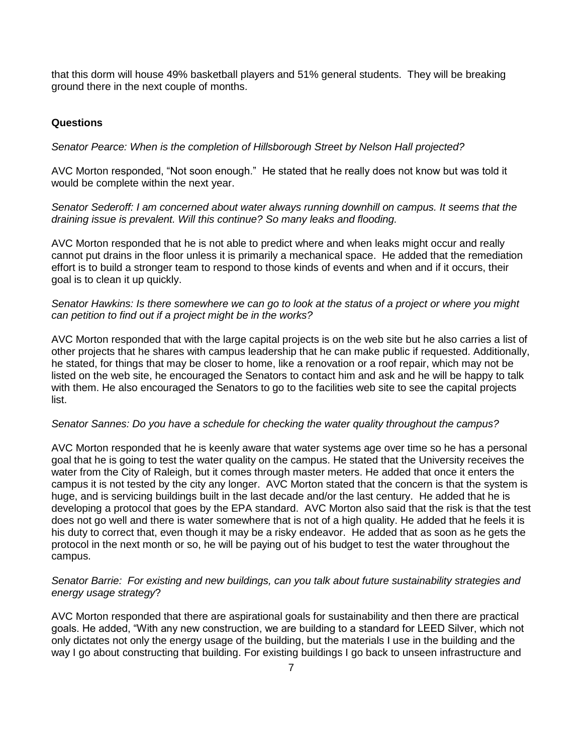that this dorm will house 49% basketball players and 51% general students. They will be breaking ground there in the next couple of months.

**Questions**

*Senator Pearce: When is the completion of Hillsborough Street by Nelson Hall projected?*

AVC Morton responded, "Not soon enough." He stated that he really does not know but was told it would be complete within the next year.

*Senator Sederoff: I am concerned about water always running downhill on campus. It seems that the draining issue is prevalent. Will this continue? So many leaks and flooding.*

AVC Morton responded that he is not able to predict where and when leaks might occur and really cannot put drains in the floor unless it is primarily a mechanical space. He added that the remediation effort is to build a stronger team to respond to those kinds of events and when and if it occurs, their goal is to clean it up quickly.

*Senator Hawkins: Is there somewhere we can go to look at the status of a project or where you might can petition to find out if a project might be in the works?*

AVC Morton responded that with the large capital projects is on the web site but he also carries a list of other projects that he shares with campus leadership that he can make public if requested. Additionally, he stated, for things that may be closer to home, like a renovation or a roof repair, which may not be listed on the web site, he encouraged the Senators to contact him and ask and he will be happy to talk with them. He also encouraged the Senators to go to the facilities web site to see the capital projects list.

*Senator Sannes: Do you have a schedule for checking the water quality throughout the campus?*

AVC Morton responded that he is keenly aware that water systems age over time so he has a personal goal that he is going to test the water quality on the campus. He stated that the University receives the water from the City of Raleigh, but it comes through master meters. He added that once it enters the campus it is not tested by the city any longer. AVC Morton stated that the concern is that the system is huge, and is servicing buildings built in the last decade and/or the last century. He added that he is developing a protocol that goes by the EPA standard. AVC Morton also said that the risk is that the test does not go well and there is water somewhere that is not of a high quality. He added that he feels it is his duty to correct that, even though it may be a risky endeavor. He added that as soon as he gets the protocol in the next month or so, he will be paying out of his budget to test the water throughout the campus.

*Senator Barrie: For existing and new buildings, can you talk about future sustainability strategies and energy usage strategy?*

AVC Morton responded that there are aspirational goals for sustainability and then there are practical goals. He added, "With any new construction, we are building to a standard for LEED Silver, which not only dictates not only the energy usage of the building, but the materials I use in the building and the way I go about constructing that building. For existing buildings I go back to unseen infrastructure and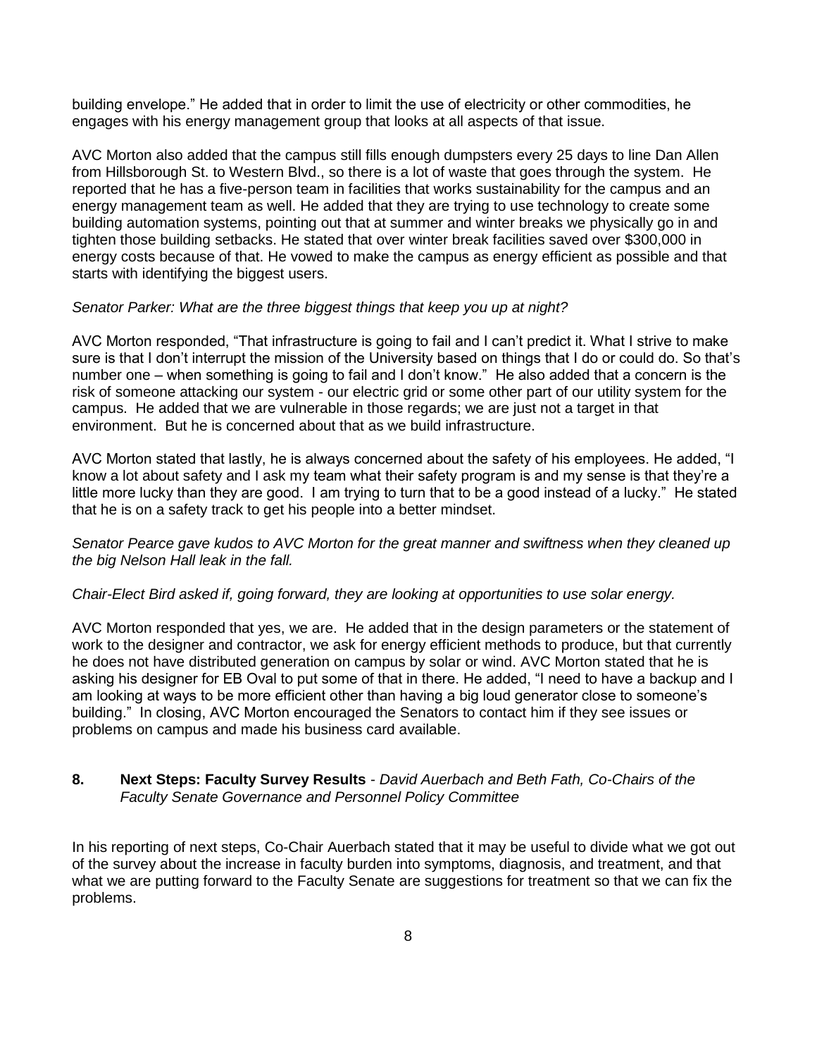building envelope." He added that in order to limit the use of electricity or other commodities, he engages with his energy management group that looks at all aspects of that issue.

AVC Morton also added that the campus still fills enough dumpsters every 25 days to line Dan Allen from Hillsborough St. to Western Blvd., so there is a lot of waste that goes through the system. He reported that he has a five-person team in facilities that works sustainability for the campus and an energy management team as well. He added that they are trying to use technology to create some building automation systems, pointing out that at summer and winter breaks we physically go in and tighten those building setbacks. He stated that over winter break facilities saved over $300,000 in energy costs because of that. He vowed to make the campus as energy efficient as possible and that starts with identifying the biggest users.

*Senator Parker: What are the three biggest things that keep you up at night?*

AVC Morton responded, "That infrastructure is going to fail and I can't predict it. What I strive to make sure is that I don't interrupt the mission of the University based on things that I do or could do. So that's number one – when something is going to fail and I don't know." He also added that a concern is the risk of someone attacking our system - our electric grid or some other part of our utility system for the campus. He added that we are vulnerable in those regards; we are just not a target in that environment. But he is concerned about that as we build infrastructure.

AVC Morton stated that lastly, he is always concerned about the safety of his employees. He added, "I know a lot about safety and I ask my team what their safety program is and my sense is that they're a little more lucky than they are good. I am trying to turn that to be a good instead of a lucky." He stated that he is on a safety track to get his people into a better mindset.

*Senator Pearce gave kudos to AVC Morton for the great manner and swiftness when they cleaned up the big Nelson Hall leak in the fall.*

*Chair-Elect Bird asked if, going forward, they are looking at opportunities to use solar energy.*

AVC Morton responded that yes, we are. He added that in the design parameters or the statement of work to the designer and contractor, we ask for energy efficient methods to produce, but that currently he does not have distributed generation on campus by solar or wind. AVC Morton stated that he is asking his designer for EB Oval to put some of that in there. He added, "I need to have a backup and I am looking at ways to be more efficient other than having a big loud generator close to someone's building." In closing, AVC Morton encouraged the Senators to contact him if they see issues or problems on campus and made his business card available.

**8. Next Steps: Faculty Survey Results** - *David Auerbach and Beth Fath, Co-Chairs of the Faculty Senate Governance and Personnel Policy Committee*

In his reporting of next steps, Co-Chair Auerbach stated that it may be useful to divide what we got out of the survey about the increase in faculty burden into symptoms, diagnosis, and treatment, and that what we are putting forward to the Faculty Senate are suggestions for treatment so that we can fix the problems.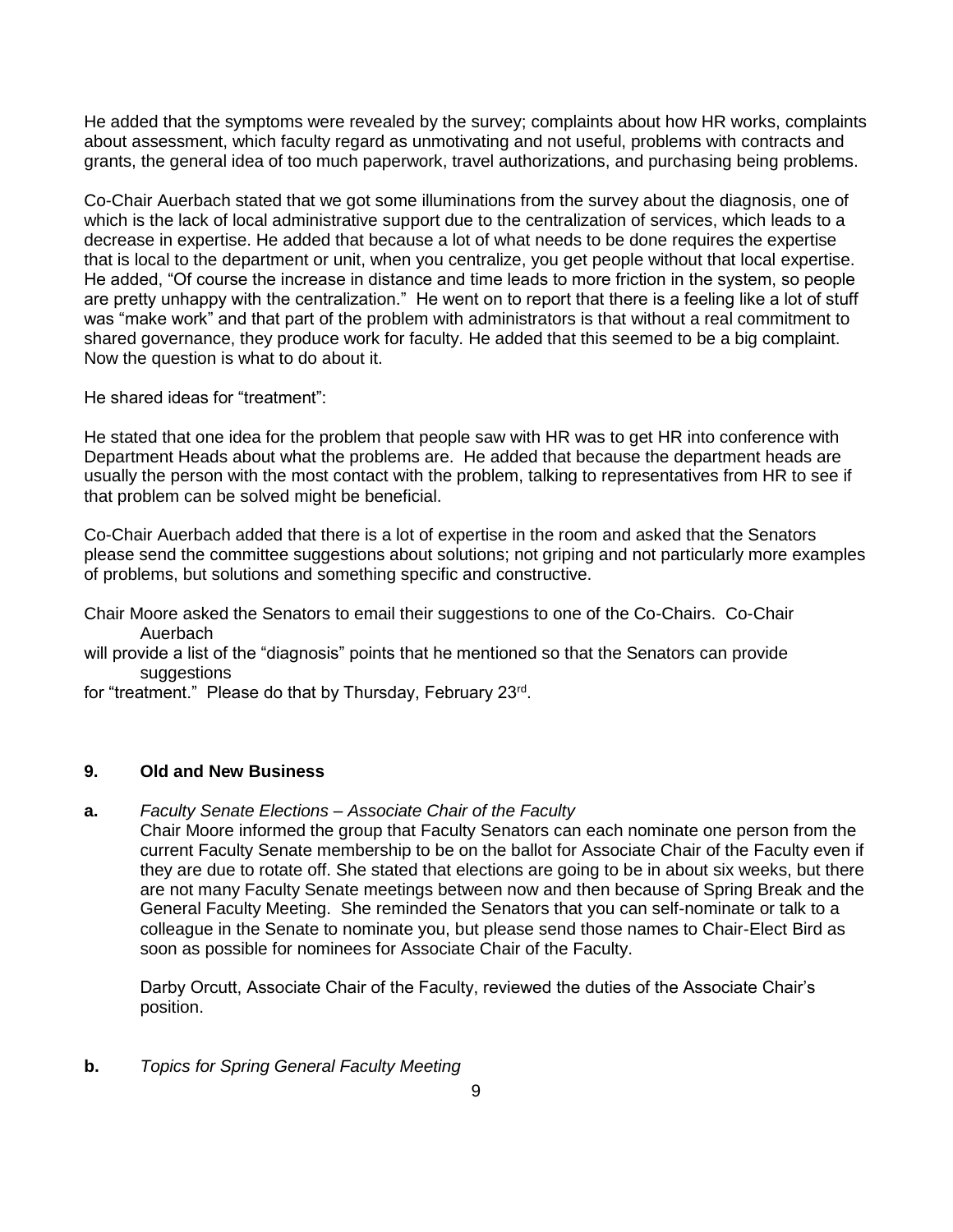He added that the symptoms were revealed by the survey; complaints about how HR works, complaints about assessment, which faculty regard as unmotivating and not useful, problems with contracts and grants, the general idea of too much paperwork, travel authorizations, and purchasing being problems.

Co-Chair Auerbach stated that we got some illuminations from the survey about the diagnosis, one of which is the lack of local administrative support due to the centralization of services, which leads to a decrease in expertise. He added that because a lot of what needs to be done requires the expertise that is local to the department or unit, when you centralize, you get people without that local expertise. He added, "Of course the increase in distance and time leads to more friction in the system, so people are pretty unhappy with the centralization." He went on to report that there is a feeling like a lot of stuff was "make work" and that part of the problem with administrators is that without a real commitment to shared governance, they produce work for faculty. He added that this seemed to be a big complaint. Now the question is what to do about it.

He shared ideas for "treatment":

He stated that one idea for the problem that people saw with HR was to get HR into conference with Department Heads about what the problems are. He added that because the department heads are usually the person with the most contact with the problem, talking to representatives from HR to see if that problem can be solved might be beneficial.

Co-Chair Auerbach added that there is a lot of expertise in the room and asked that the Senators please send the committee suggestions about solutions; not griping and not particularly more examples of problems, but solutions and something specific and constructive.

Chair Moore asked the Senators to email their suggestions to one of the Co-Chairs. Co-Chair Auerbach will provide a list of the "diagnosis" points that he mentioned so that the Senators can provide suggestions for "treatment." Please do that by Thursday, February 23rd.

### 9. Old and New Business

**a.** *Faculty Senate Elections – Associate Chair of the Faculty*

Chair Moore informed the group that Faculty Senators can each nominate one person from the current Faculty Senate membership to be on the ballot for Associate Chair of the Faculty even if they are due to rotate off. She stated that elections are going to be in about six weeks, but there are not many Faculty Senate meetings between now and then because of Spring Break and the General Faculty Meeting. She reminded the Senators that you can self-nominate or talk to a colleague in the Senate to nominate you, but please send those names to Chair-Elect Bird as soon as possible for nominees for Associate Chair of the Faculty.

Darby Orcutt, Associate Chair of the Faculty, reviewed the duties of the Associate Chair's position.

**b.** *Topics for Spring General Faculty Meeting*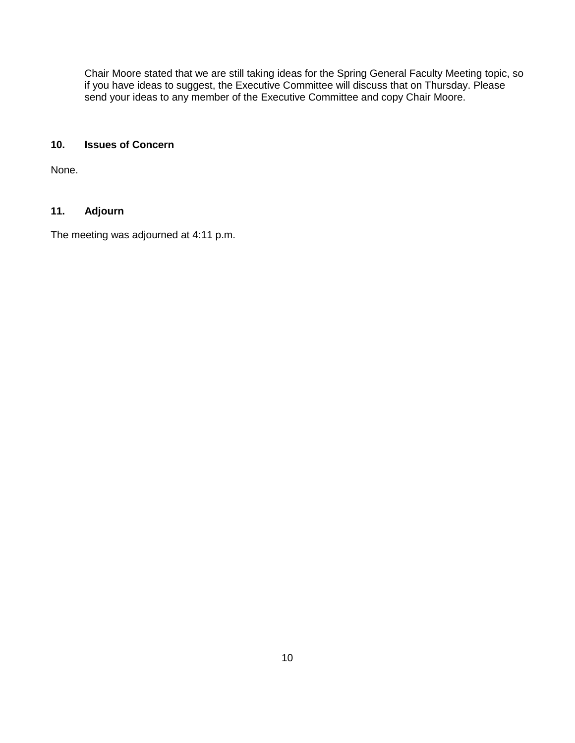Chair Moore stated that we are still taking ideas for the Spring General Faculty Meeting topic, so if you have ideas to suggest, the Executive Committee will discuss that on Thursday. Please send your ideas to any member of the Executive Committee and copy Chair Moore.

## 10. Issues of Concern

None.

## 11. Adjourn

The meeting was adjourned at 4:11 p.m.